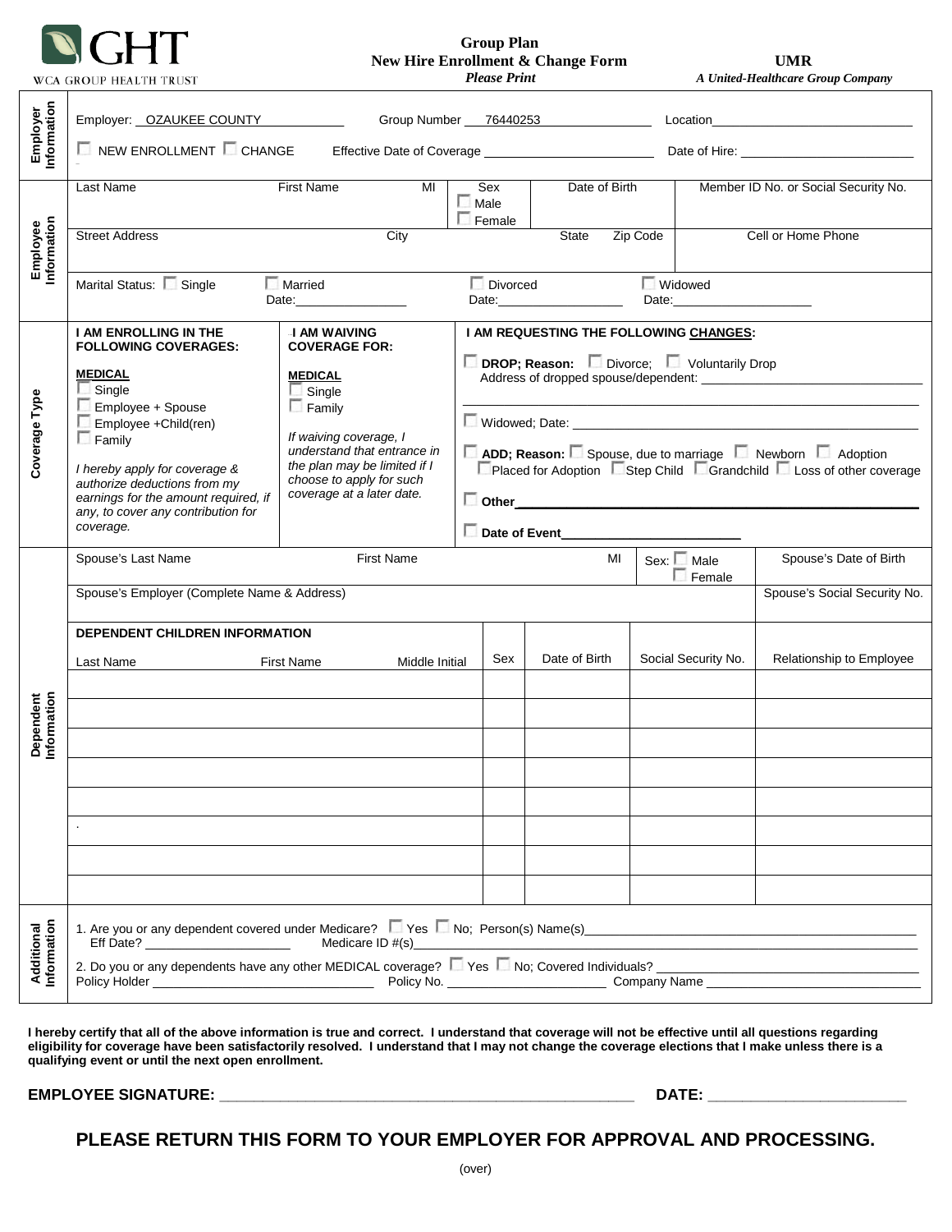GHT
WCA GROUP HEALTH TRUST

# Group Plan
## New Hire Enrollment & Change Form
*Please Print*

**UMR**
*A United-Healthcare Group Company*

## Employer Information

Employer: OZAUKEE COUNTY  Group Number 76440253  Location ____________________

☐ NEW ENROLLMENT ☐ CHANGE  Effective Date of Coverage ____________________  Date of Hire: ____________________

## Employee Information

| Last Name | First Name | MI | Sex | Date of Birth | Member ID No. or Social Security No. |
|---|---|---|---|---|---|
| | | | ☐ Male ☐ Female | | |

| Street Address | City | State | Zip Code | Cell or Home Phone |
|---|---|---|---|---|
| | | | | |

Marital Status: ☐ Single  ☐ Married Date:________________  ☐ Divorced Date:__________________  ☐ Widowed Date:____________________

## Coverage Type

**I AM ENROLLING IN THE FOLLOWING COVERAGES:**

**MEDICAL**
- ☐ Single
- ☐ Employee + Spouse
- ☐ Employee +Child(ren)
- ☐ Family

*I hereby apply for coverage & authorize deductions from my earnings for the amount required, if any, to cover any contribution for coverage.*

**I AM WAIVING COVERAGE FOR:**

**MEDICAL**
- ☐ Single
- ☐ Family

*If waiving coverage, I understand that entrance in the plan may be limited if I choose to apply for such coverage at a later date.*

**I AM REQUESTING THE FOLLOWING CHANGES:**

☐ **DROP; Reason:** ☐ Divorce; ☐ Voluntarily Drop
Address of dropped spouse/dependent: ________________________________

☐ Widowed; Date: ________________________________

☐ **ADD; Reason:** ☐ Spouse, due to marriage ☐ Newborn ☐ Adoption ☐ Placed for Adoption ☐ Step Child ☐ Grandchild ☐ Loss of other coverage

☐ **Other**________________________________

☐ **Date of Event**________________________

## Dependent Information

| Spouse's Last Name | First Name | MI | Sex | Spouse's Date of Birth |
|---|---|---|---|---|
| | | | ☐ Male ☐ Female | |

| Spouse's Employer (Complete Name & Address) | Spouse's Social Security No. |
|---|---|
| | |

**DEPENDENT CHILDREN INFORMATION**

| Last Name | First Name | Middle Initial | Sex | Date of Birth | Social Security No. | Relationship to Employee |
|---|---|---|---|---|---|---|
| | | | | | | |
| | | | | | | |
| | | | | | | |
| | | | | | | |
| | | | | | | |
| . | | | | | | |
| | | | | | | |
| | | | | | | |

## Additional Information

1. Are you or any dependent covered under Medicare? ☐ Yes ☐ No; Person(s) Name(s)________________________
Eff Date? ____________________ Medicare ID #(s)________________________

2. Do you or any dependents have any other MEDICAL coverage? ☐ Yes ☐ No; Covered Individuals? ________________________
Policy Holder ______________________________ Policy No. ______________________ Company Name ______________________________

**I hereby certify that all of the above information is true and correct. I understand that coverage will not be effective until all questions regarding eligibility for coverage have been satisfactorily resolved. I understand that I may not change the coverage elections that I make unless there is a qualifying event or until the next open enrollment.**

**EMPLOYEE SIGNATURE:** __________________________________________________ **DATE:** ______________________

**PLEASE RETURN THIS FORM TO YOUR EMPLOYER FOR APPROVAL AND PROCESSING.**

(over)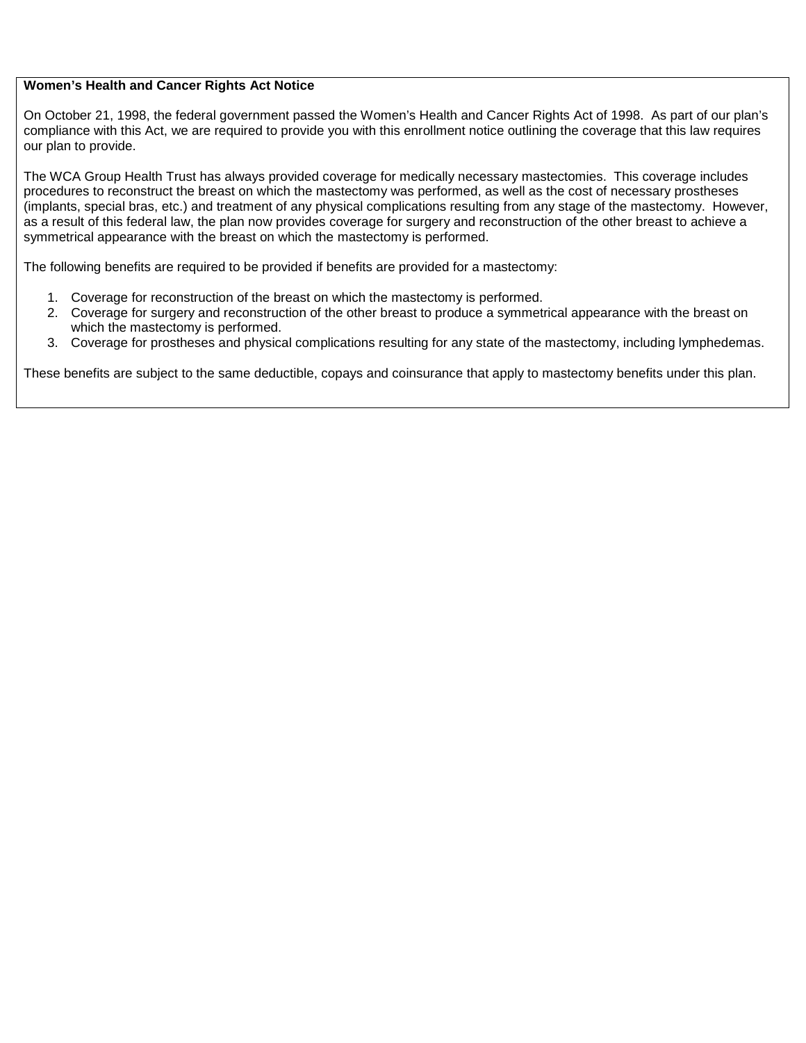**Women's Health and Cancer Rights Act Notice**

On October 21, 1998, the federal government passed the Women's Health and Cancer Rights Act of 1998. As part of our plan's compliance with this Act, we are required to provide you with this enrollment notice outlining the coverage that this law requires our plan to provide.

The WCA Group Health Trust has always provided coverage for medically necessary mastectomies. This coverage includes procedures to reconstruct the breast on which the mastectomy was performed, as well as the cost of necessary prostheses (implants, special bras, etc.) and treatment of any physical complications resulting from any stage of the mastectomy. However, as a result of this federal law, the plan now provides coverage for surgery and reconstruction of the other breast to achieve a symmetrical appearance with the breast on which the mastectomy is performed.

The following benefits are required to be provided if benefits are provided for a mastectomy:

1. Coverage for reconstruction of the breast on which the mastectomy is performed.
2. Coverage for surgery and reconstruction of the other breast to produce a symmetrical appearance with the breast on which the mastectomy is performed.
3. Coverage for prostheses and physical complications resulting for any state of the mastectomy, including lymphedemas.

These benefits are subject to the same deductible, copays and coinsurance that apply to mastectomy benefits under this plan.